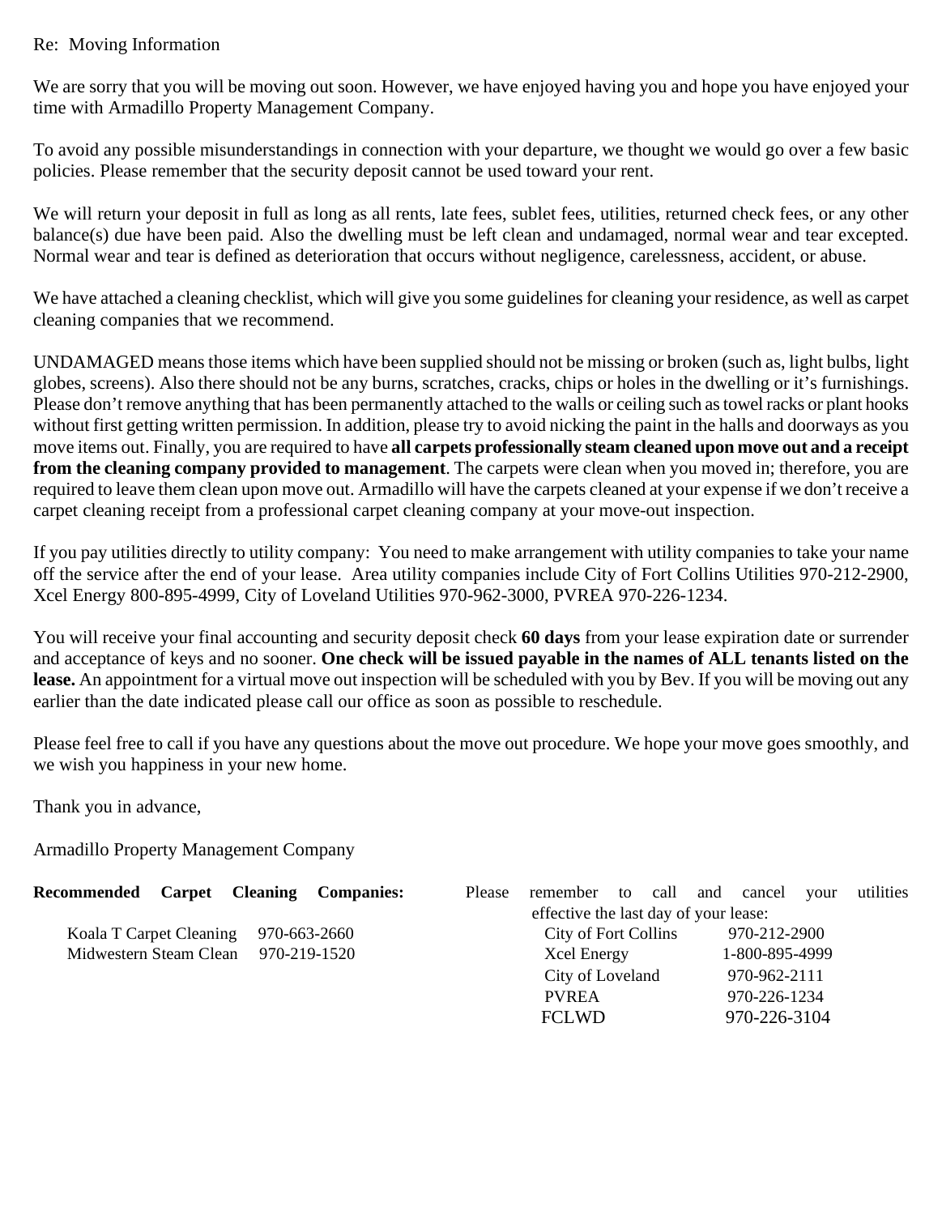Re: Moving Information

We are sorry that you will be moving out soon. However, we have enjoyed having you and hope you have enjoyed your time with Armadillo Property Management Company.

To avoid any possible misunderstandings in connection with your departure, we thought we would go over a few basic policies. Please remember that the security deposit cannot be used toward your rent.

We will return your deposit in full as long as all rents, late fees, sublet fees, utilities, returned check fees, or any other balance(s) due have been paid. Also the dwelling must be left clean and undamaged, normal wear and tear excepted. Normal wear and tear is defined as deterioration that occurs without negligence, carelessness, accident, or abuse.

We have attached a cleaning checklist, which will give you some guidelines for cleaning your residence, as well as carpet cleaning companies that we recommend.

UNDAMAGED means those items which have been supplied should not be missing or broken (such as, light bulbs, light globes, screens). Also there should not be any burns, scratches, cracks, chips or holes in the dwelling or it's furnishings. Please don't remove anything that has been permanently attached to the walls or ceiling such as towel racks or plant hooks without first getting written permission. In addition, please try to avoid nicking the paint in the halls and doorways as you move items out. Finally, you are required to have **all carpets professionally steam cleaned upon move out and a receipt from the cleaning company provided to management**. The carpets were clean when you moved in; therefore, you are required to leave them clean upon move out. Armadillo will have the carpets cleaned at your expense if we don't receive a carpet cleaning receipt from a professional carpet cleaning company at your move-out inspection.

If you pay utilities directly to utility company: You need to make arrangement with utility companies to take your name off the service after the end of your lease. Area utility companies include City of Fort Collins Utilities 970-212-2900, Xcel Energy 800-895-4999, City of Loveland Utilities 970-962-3000, PVREA 970-226-1234.

You will receive your final accounting and security deposit check **60 days** from your lease expiration date or surrender and acceptance of keys and no sooner. **One check will be issued payable in the names of ALL tenants listed on the lease.** An appointment for a virtual move out inspection will be scheduled with you by Bev. If you will be moving out any earlier than the date indicated please call our office as soon as possible to reschedule.

Please feel free to call if you have any questions about the move out procedure. We hope your move goes smoothly, and we wish you happiness in your new home.

Thank you in advance,

Armadillo Property Management Company

**Recommended Carpet Cleaning Companies:**

| | |
|---|---|
| Koala T Carpet Cleaning | 970-663-2660 |
| Midwestern Steam Clean | 970-219-1520 |

Please remember to call and cancel your utilities effective the last day of your lease:

| | |
|---|---|
| City of Fort Collins | 970-212-2900 |
| Xcel Energy | 1-800-895-4999 |
| City of Loveland | 970-962-2111 |
| PVREA | 970-226-1234 |
| FCLWD | 970-226-3104 |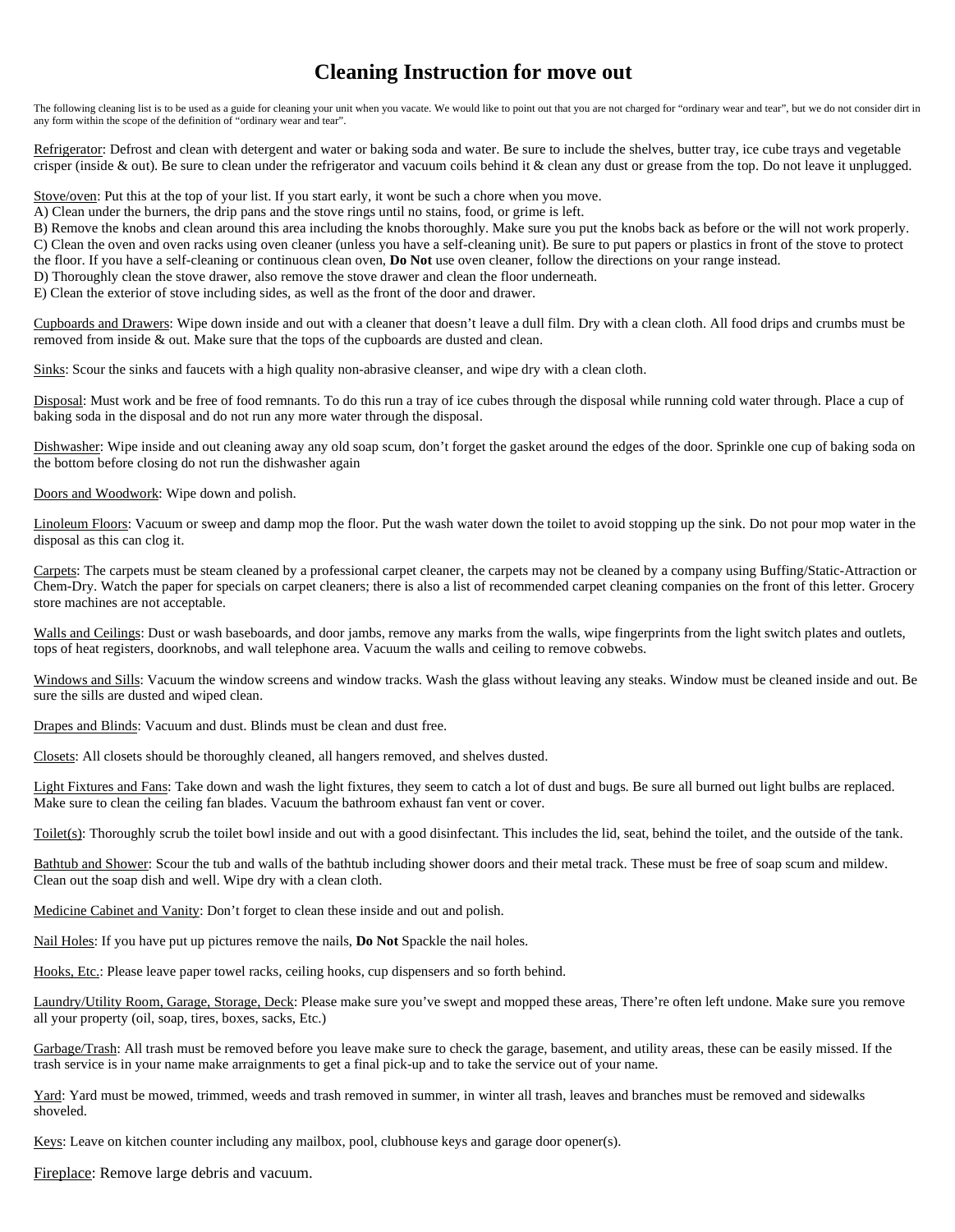# Cleaning Instruction for move out

The following cleaning list is to be used as a guide for cleaning your unit when you vacate. We would like to point out that you are not charged for "ordinary wear and tear", but we do not consider dirt in any form within the scope of the definition of "ordinary wear and tear".

Refrigerator: Defrost and clean with detergent and water or baking soda and water. Be sure to include the shelves, butter tray, ice cube trays and vegetable crisper (inside & out). Be sure to clean under the refrigerator and vacuum coils behind it & clean any dust or grease from the top. Do not leave it unplugged.

Stove/oven: Put this at the top of your list. If you start early, it wont be such a chore when you move.
A) Clean under the burners, the drip pans and the stove rings until no stains, food, or grime is left.
B) Remove the knobs and clean around this area including the knobs thoroughly. Make sure you put the knobs back as before or the will not work properly.
C) Clean the oven and oven racks using oven cleaner (unless you have a self-cleaning unit). Be sure to put papers or plastics in front of the stove to protect the floor. If you have a self-cleaning or continuous clean oven, **Do Not** use oven cleaner, follow the directions on your range instead.
D) Thoroughly clean the stove drawer, also remove the stove drawer and clean the floor underneath.
E) Clean the exterior of stove including sides, as well as the front of the door and drawer.

Cupboards and Drawers: Wipe down inside and out with a cleaner that doesn't leave a dull film. Dry with a clean cloth. All food drips and crumbs must be removed from inside & out. Make sure that the tops of the cupboards are dusted and clean.

Sinks: Scour the sinks and faucets with a high quality non-abrasive cleanser, and wipe dry with a clean cloth.

Disposal: Must work and be free of food remnants. To do this run a tray of ice cubes through the disposal while running cold water through. Place a cup of baking soda in the disposal and do not run any more water through the disposal.

Dishwasher: Wipe inside and out cleaning away any old soap scum, don't forget the gasket around the edges of the door. Sprinkle one cup of baking soda on the bottom before closing do not run the dishwasher again

Doors and Woodwork: Wipe down and polish.

Linoleum Floors: Vacuum or sweep and damp mop the floor. Put the wash water down the toilet to avoid stopping up the sink. Do not pour mop water in the disposal as this can clog it.

Carpets: The carpets must be steam cleaned by a professional carpet cleaner, the carpets may not be cleaned by a company using Buffing/Static-Attraction or Chem-Dry. Watch the paper for specials on carpet cleaners; there is also a list of recommended carpet cleaning companies on the front of this letter. Grocery store machines are not acceptable.

Walls and Ceilings: Dust or wash baseboards, and door jambs, remove any marks from the walls, wipe fingerprints from the light switch plates and outlets, tops of heat registers, doorknobs, and wall telephone area. Vacuum the walls and ceiling to remove cobwebs.

Windows and Sills: Vacuum the window screens and window tracks. Wash the glass without leaving any steaks. Window must be cleaned inside and out. Be sure the sills are dusted and wiped clean.

Drapes and Blinds: Vacuum and dust. Blinds must be clean and dust free.

Closets: All closets should be thoroughly cleaned, all hangers removed, and shelves dusted.

Light Fixtures and Fans: Take down and wash the light fixtures, they seem to catch a lot of dust and bugs. Be sure all burned out light bulbs are replaced. Make sure to clean the ceiling fan blades. Vacuum the bathroom exhaust fan vent or cover.

Toilet(s): Thoroughly scrub the toilet bowl inside and out with a good disinfectant. This includes the lid, seat, behind the toilet, and the outside of the tank.

Bathtub and Shower: Scour the tub and walls of the bathtub including shower doors and their metal track. These must be free of soap scum and mildew. Clean out the soap dish and well. Wipe dry with a clean cloth.

Medicine Cabinet and Vanity: Don't forget to clean these inside and out and polish.

Nail Holes: If you have put up pictures remove the nails, **Do Not** Spackle the nail holes.

Hooks, Etc.: Please leave paper towel racks, ceiling hooks, cup dispensers and so forth behind.

Laundry/Utility Room, Garage, Storage, Deck: Please make sure you've swept and mopped these areas, There're often left undone. Make sure you remove all your property (oil, soap, tires, boxes, sacks, Etc.)

Garbage/Trash: All trash must be removed before you leave make sure to check the garage, basement, and utility areas, these can be easily missed. If the trash service is in your name make arraignments to get a final pick-up and to take the service out of your name.

Yard: Yard must be mowed, trimmed, weeds and trash removed in summer, in winter all trash, leaves and branches must be removed and sidewalks shoveled.

Keys: Leave on kitchen counter including any mailbox, pool, clubhouse keys and garage door opener(s).

Fireplace: Remove large debris and vacuum.